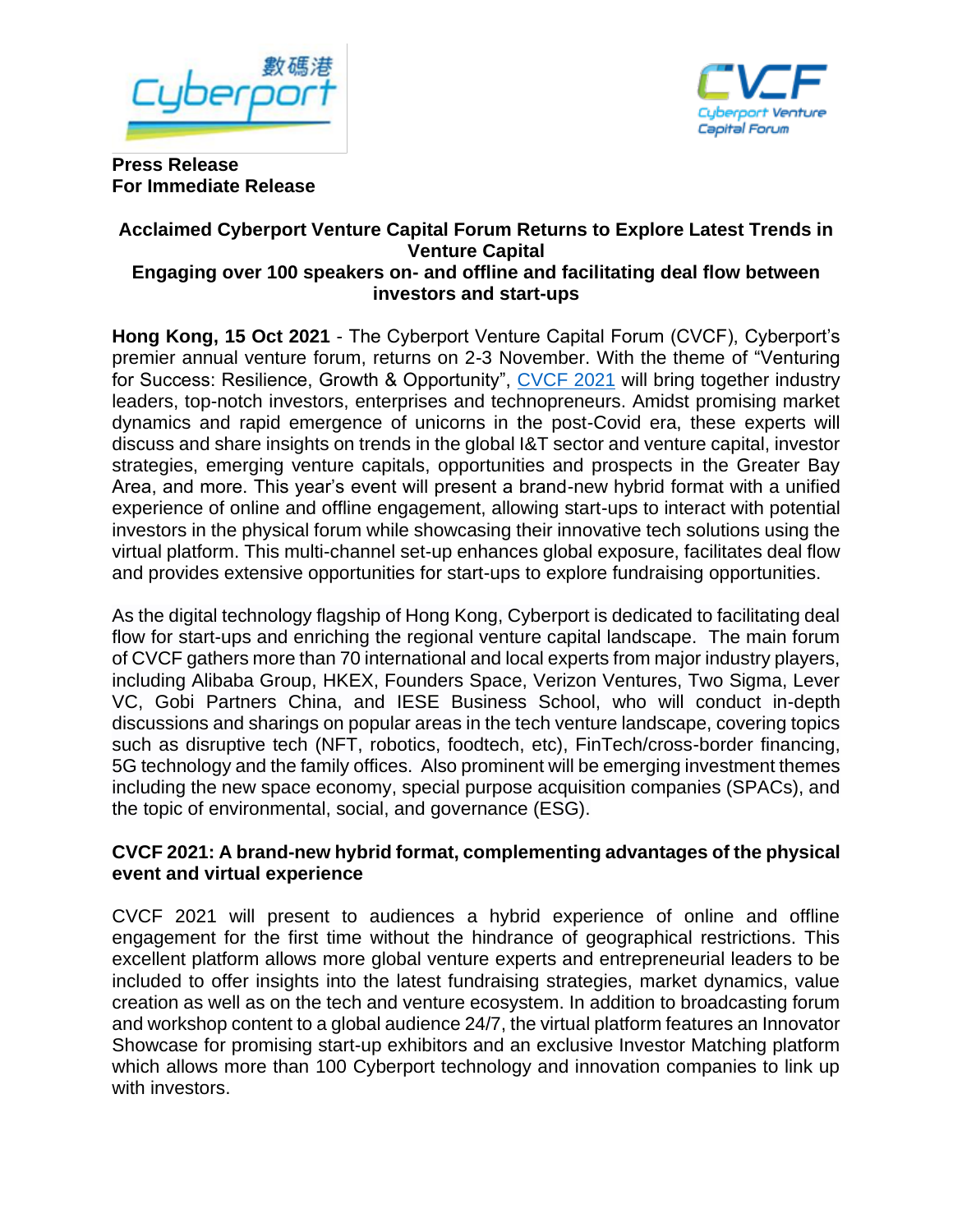**Press Release**
**For Immediate Release**

## Acclaimed Cyberport Venture Capital Forum Returns to Explore Latest Trends in Venture Capital

### Engaging over 100 speakers on- and offline and facilitating deal flow between investors and start-ups

**Hong Kong, 15 Oct 2021** - The Cyberport Venture Capital Forum (CVCF), Cyberport's premier annual venture forum, returns on 2-3 November. With the theme of "Venturing for Success: Resilience, Growth & Opportunity", CVCF 2021 will bring together industry leaders, top-notch investors, enterprises and technopreneurs. Amidst promising market dynamics and rapid emergence of unicorns in the post-Covid era, these experts will discuss and share insights on trends in the global I&T sector and venture capital, investor strategies, emerging venture capitals, opportunities and prospects in the Greater Bay Area, and more. This year's event will present a brand-new hybrid format with a unified experience of online and offline engagement, allowing start-ups to interact with potential investors in the physical forum while showcasing their innovative tech solutions using the virtual platform. This multi-channel set-up enhances global exposure, facilitates deal flow and provides extensive opportunities for start-ups to explore fundraising opportunities.

As the digital technology flagship of Hong Kong, Cyberport is dedicated to facilitating deal flow for start-ups and enriching the regional venture capital landscape. The main forum of CVCF gathers more than 70 international and local experts from major industry players, including Alibaba Group, HKEX, Founders Space, Verizon Ventures, Two Sigma, Lever VC, Gobi Partners China, and IESE Business School, who will conduct in-depth discussions and sharings on popular areas in the tech venture landscape, covering topics such as disruptive tech (NFT, robotics, foodtech, etc), FinTech/cross-border financing, 5G technology and the family offices. Also prominent will be emerging investment themes including the new space economy, special purpose acquisition companies (SPACs), and the topic of environmental, social, and governance (ESG).

**CVCF 2021: A brand-new hybrid format, complementing advantages of the physical event and virtual experience**

CVCF 2021 will present to audiences a hybrid experience of online and offline engagement for the first time without the hindrance of geographical restrictions. This excellent platform allows more global venture experts and entrepreneurial leaders to be included to offer insights into the latest fundraising strategies, market dynamics, value creation as well as on the tech and venture ecosystem. In addition to broadcasting forum and workshop content to a global audience 24/7, the virtual platform features an Innovator Showcase for promising start-up exhibitors and an exclusive Investor Matching platform which allows more than 100 Cyberport technology and innovation companies to link up with investors.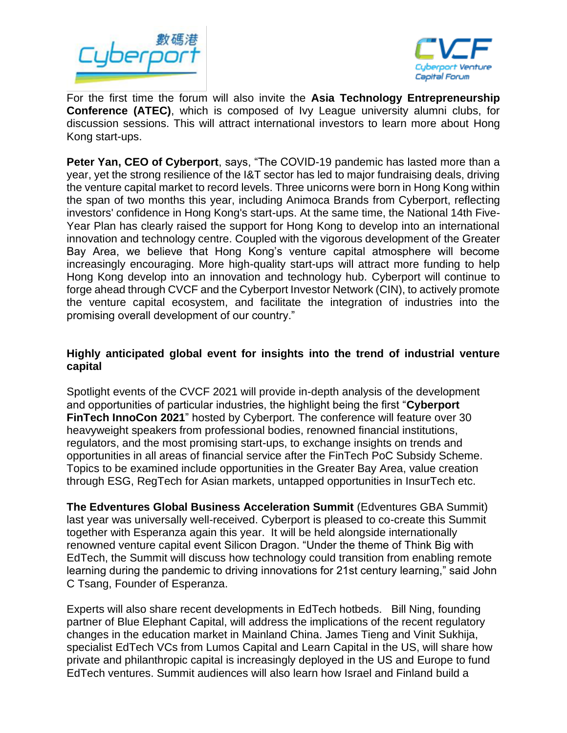For the first time the forum will also invite the **Asia Technology Entrepreneurship Conference (ATEC)**, which is composed of Ivy League university alumni clubs, for discussion sessions. This will attract international investors to learn more about Hong Kong start-ups.

**Peter Yan, CEO of Cyberport**, says, "The COVID-19 pandemic has lasted more than a year, yet the strong resilience of the I&T sector has led to major fundraising deals, driving the venture capital market to record levels. Three unicorns were born in Hong Kong within the span of two months this year, including Animoca Brands from Cyberport, reflecting investors' confidence in Hong Kong's start-ups. At the same time, the National 14th Five-Year Plan has clearly raised the support for Hong Kong to develop into an international innovation and technology centre. Coupled with the vigorous development of the Greater Bay Area, we believe that Hong Kong's venture capital atmosphere will become increasingly encouraging. More high-quality start-ups will attract more funding to help Hong Kong develop into an innovation and technology hub. Cyberport will continue to forge ahead through CVCF and the Cyberport Investor Network (CIN), to actively promote the venture capital ecosystem, and facilitate the integration of industries into the promising overall development of our country."

**Highly anticipated global event for insights into the trend of industrial venture capital**

Spotlight events of the CVCF 2021 will provide in-depth analysis of the development and opportunities of particular industries, the highlight being the first "**Cyberport FinTech InnoCon 2021**" hosted by Cyberport. The conference will feature over 30 heavyweight speakers from professional bodies, renowned financial institutions, regulators, and the most promising start-ups, to exchange insights on trends and opportunities in all areas of financial service after the FinTech PoC Subsidy Scheme. Topics to be examined include opportunities in the Greater Bay Area, value creation through ESG, RegTech for Asian markets, untapped opportunities in InsurTech etc.

**The Edventures Global Business Acceleration Summit** (Edventures GBA Summit) last year was universally well-received. Cyberport is pleased to co-create this Summit together with Esperanza again this year. It will be held alongside internationally renowned venture capital event Silicon Dragon. "Under the theme of Think Big with EdTech, the Summit will discuss how technology could transition from enabling remote learning during the pandemic to driving innovations for 21st century learning," said John C Tsang, Founder of Esperanza.

Experts will also share recent developments in EdTech hotbeds. Bill Ning, founding partner of Blue Elephant Capital, will address the implications of the recent regulatory changes in the education market in Mainland China. James Tieng and Vinit Sukhija, specialist EdTech VCs from Lumos Capital and Learn Capital in the US, will share how private and philanthropic capital is increasingly deployed in the US and Europe to fund EdTech ventures. Summit audiences will also learn how Israel and Finland build a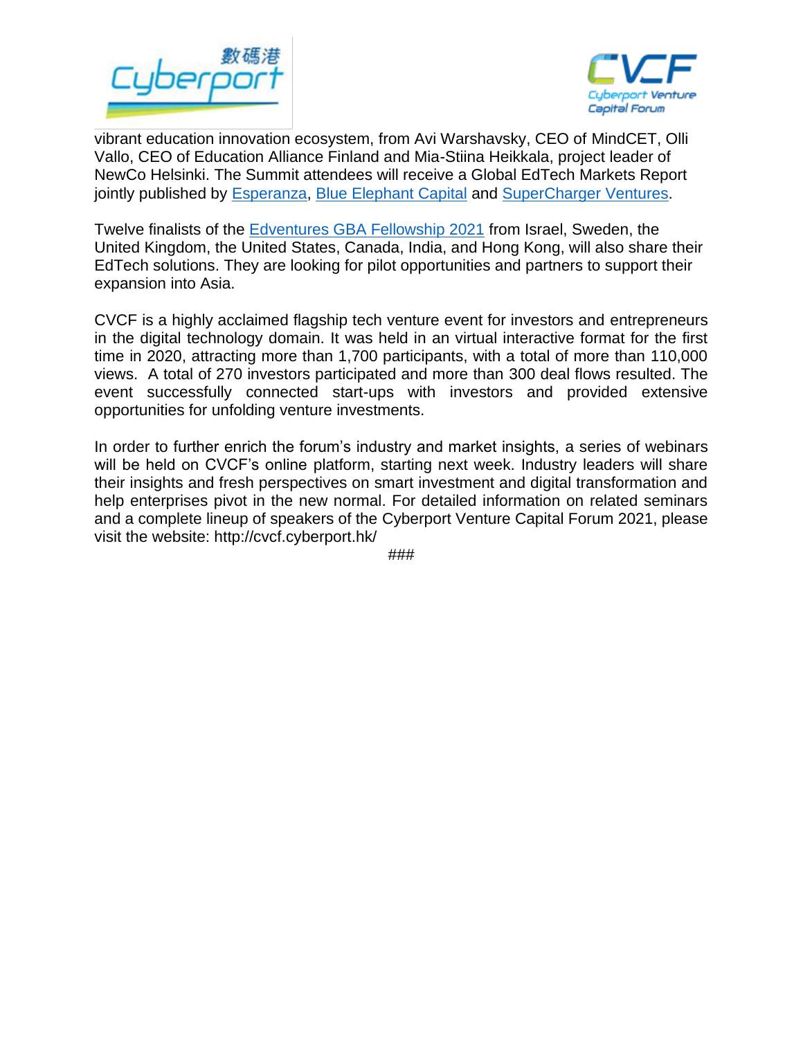vibrant education innovation ecosystem, from Avi Warshavsky, CEO of MindCET, Olli Vallo, CEO of Education Alliance Finland and Mia-Stiina Heikkala, project leader of NewCo Helsinki. The Summit attendees will receive a Global EdTech Markets Report jointly published by Esperanza, Blue Elephant Capital and SuperCharger Ventures.

Twelve finalists of the Edventures GBA Fellowship 2021 from Israel, Sweden, the United Kingdom, the United States, Canada, India, and Hong Kong, will also share their EdTech solutions. They are looking for pilot opportunities and partners to support their expansion into Asia.

CVCF is a highly acclaimed flagship tech venture event for investors and entrepreneurs in the digital technology domain. It was held in an virtual interactive format for the first time in 2020, attracting more than 1,700 participants, with a total of more than 110,000 views. A total of 270 investors participated and more than 300 deal flows resulted. The event successfully connected start-ups with investors and provided extensive opportunities for unfolding venture investments.

In order to further enrich the forum's industry and market insights, a series of webinars will be held on CVCF's online platform, starting next week. Industry leaders will share their insights and fresh perspectives on smart investment and digital transformation and help enterprises pivot in the new normal. For detailed information on related seminars and a complete lineup of speakers of the Cyberport Venture Capital Forum 2021, please visit the website: http://cvcf.cyberport.hk/

###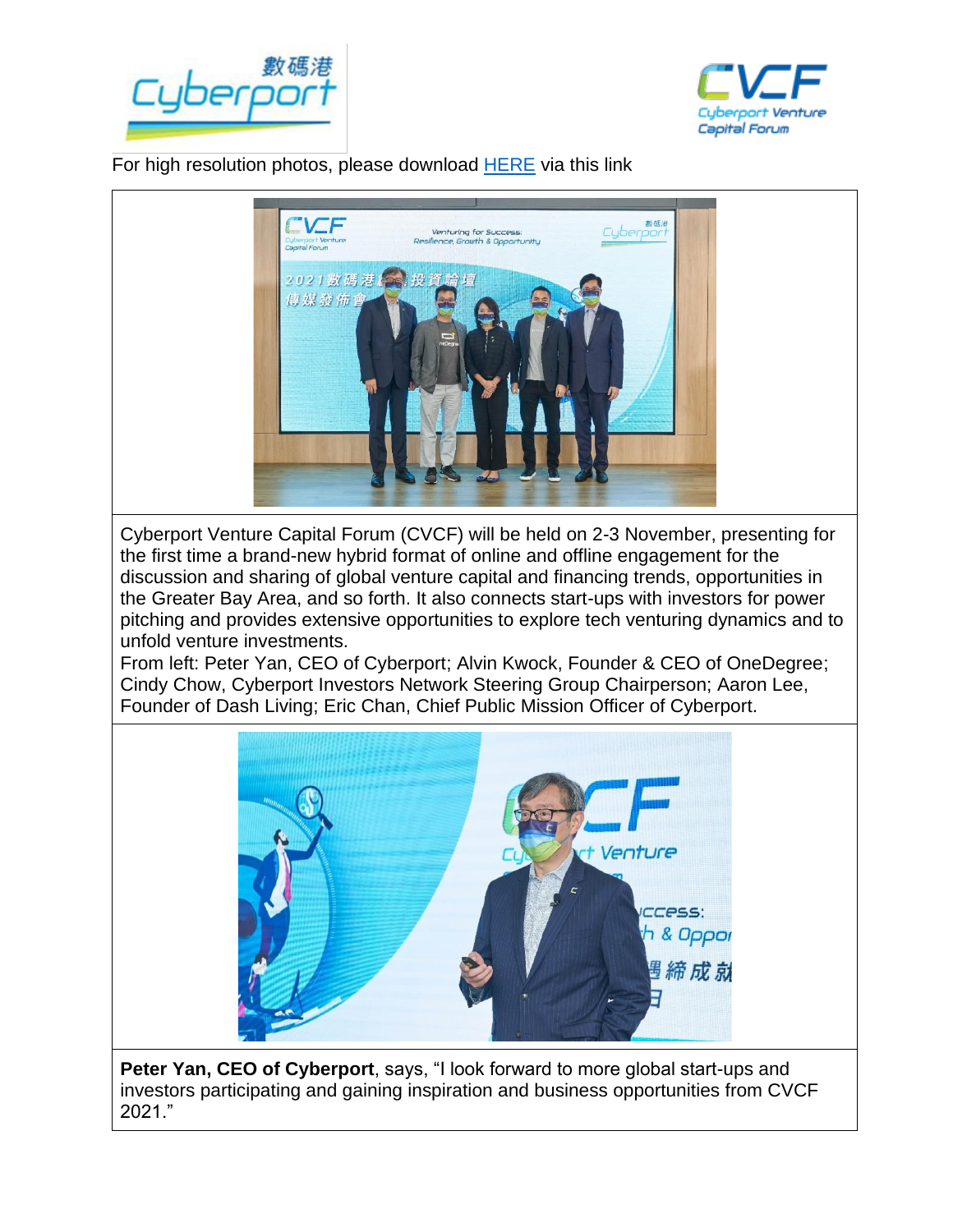For high resolution photos, please download [HERE](#) via this link

Cyberport Venture Capital Forum (CVCF) will be held on 2-3 November, presenting for the first time a brand-new hybrid format of online and offline engagement for the discussion and sharing of global venture capital and financing trends, opportunities in the Greater Bay Area, and so forth. It also connects start-ups with investors for power pitching and provides extensive opportunities to explore tech venturing dynamics and to unfold venture investments.
From left: Peter Yan, CEO of Cyberport; Alvin Kwock, Founder & CEO of OneDegree; Cindy Chow, Cyberport Investors Network Steering Group Chairperson; Aaron Lee, Founder of Dash Living; Eric Chan, Chief Public Mission Officer of Cyberport.

**Peter Yan, CEO of Cyberport**, says, "I look forward to more global start-ups and investors participating and gaining inspiration and business opportunities from CVCF 2021."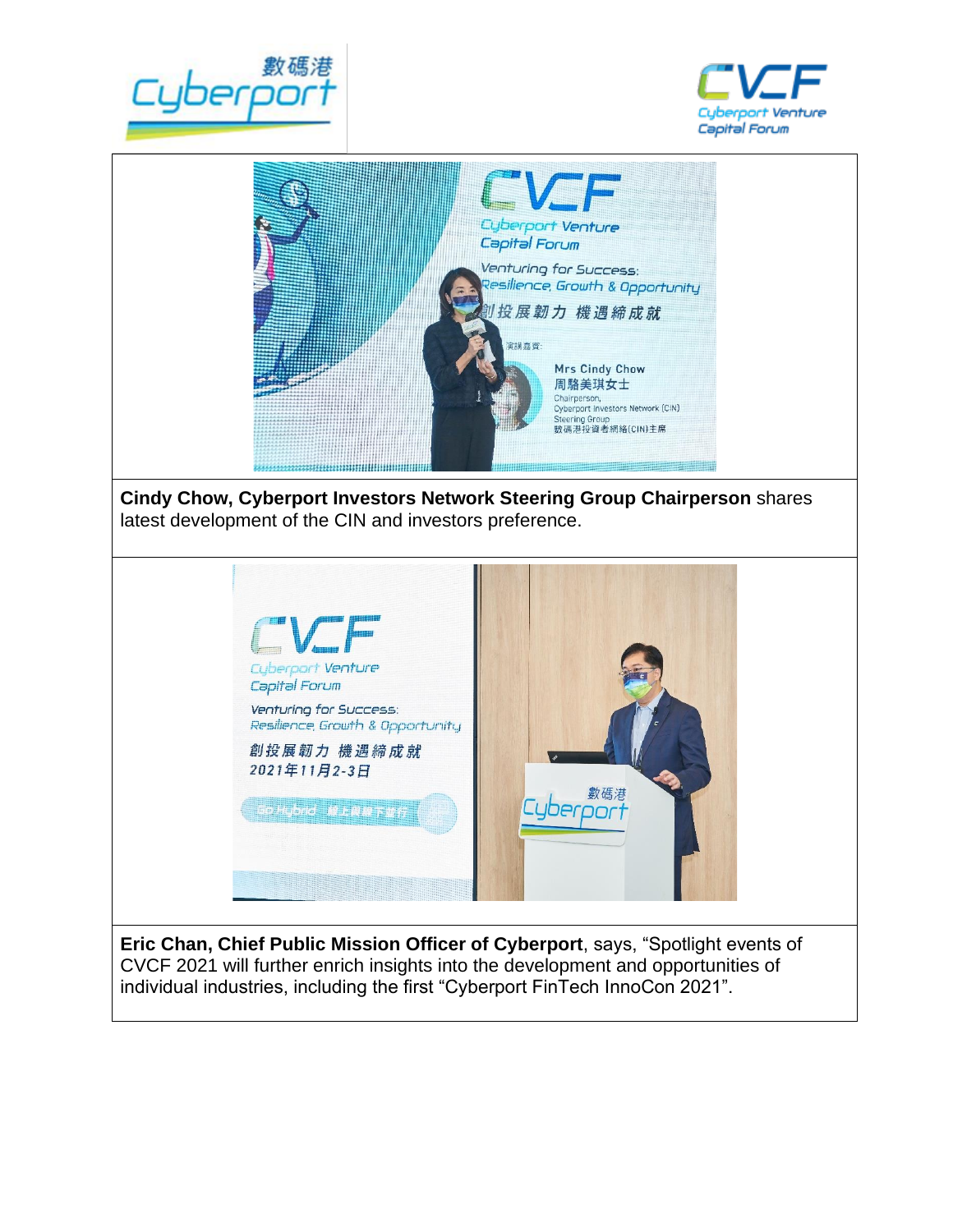**Cindy Chow, Cyberport Investors Network Steering Group Chairperson** shares latest development of the CIN and investors preference.

**Eric Chan, Chief Public Mission Officer of Cyberport**, says, "Spotlight events of CVCF 2021 will further enrich insights into the development and opportunities of individual industries, including the first "Cyberport FinTech InnoCon 2021".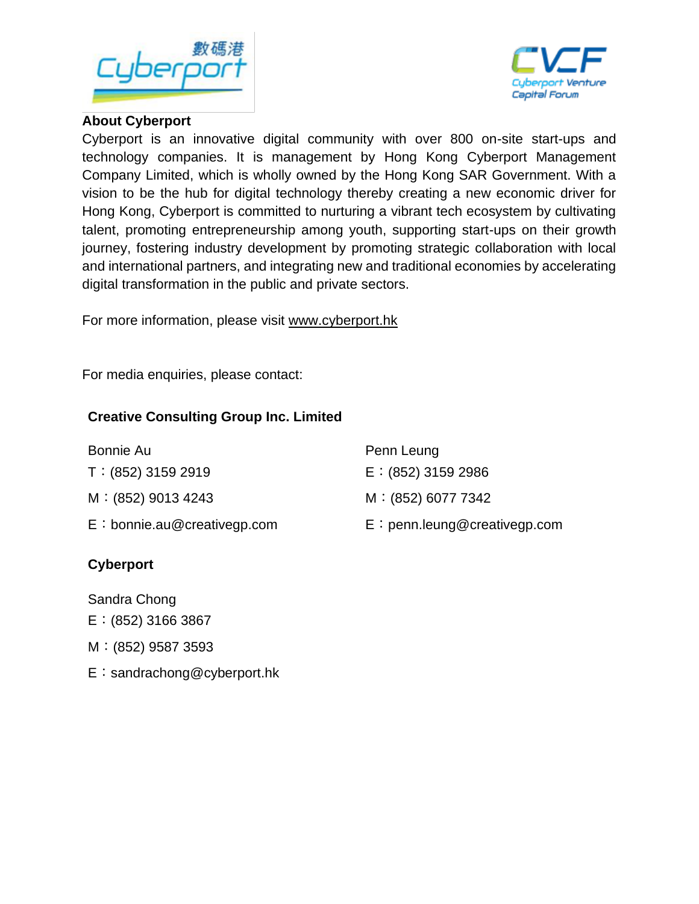**About Cyberport**

Cyberport is an innovative digital community with over 800 on-site start-ups and technology companies. It is management by Hong Kong Cyberport Management Company Limited, which is wholly owned by the Hong Kong SAR Government. With a vision to be the hub for digital technology thereby creating a new economic driver for Hong Kong, Cyberport is committed to nurturing a vibrant tech ecosystem by cultivating talent, promoting entrepreneurship among youth, supporting start-ups on their growth journey, fostering industry development by promoting strategic collaboration with local and international partners, and integrating new and traditional economies by accelerating digital transformation in the public and private sectors.

For more information, please visit www.cyberport.hk

For media enquiries, please contact:

**Creative Consulting Group Inc. Limited**

Bonnie Au
T：(852) 3159 2919
M：(852) 9013 4243
E：bonnie.au@creativegp.com

Penn Leung
E：(852) 3159 2986
M：(852) 6077 7342
E：penn.leung@creativegp.com

**Cyberport**

Sandra Chong
E：(852) 3166 3867
M：(852) 9587 3593
E：sandrachong@cyberport.hk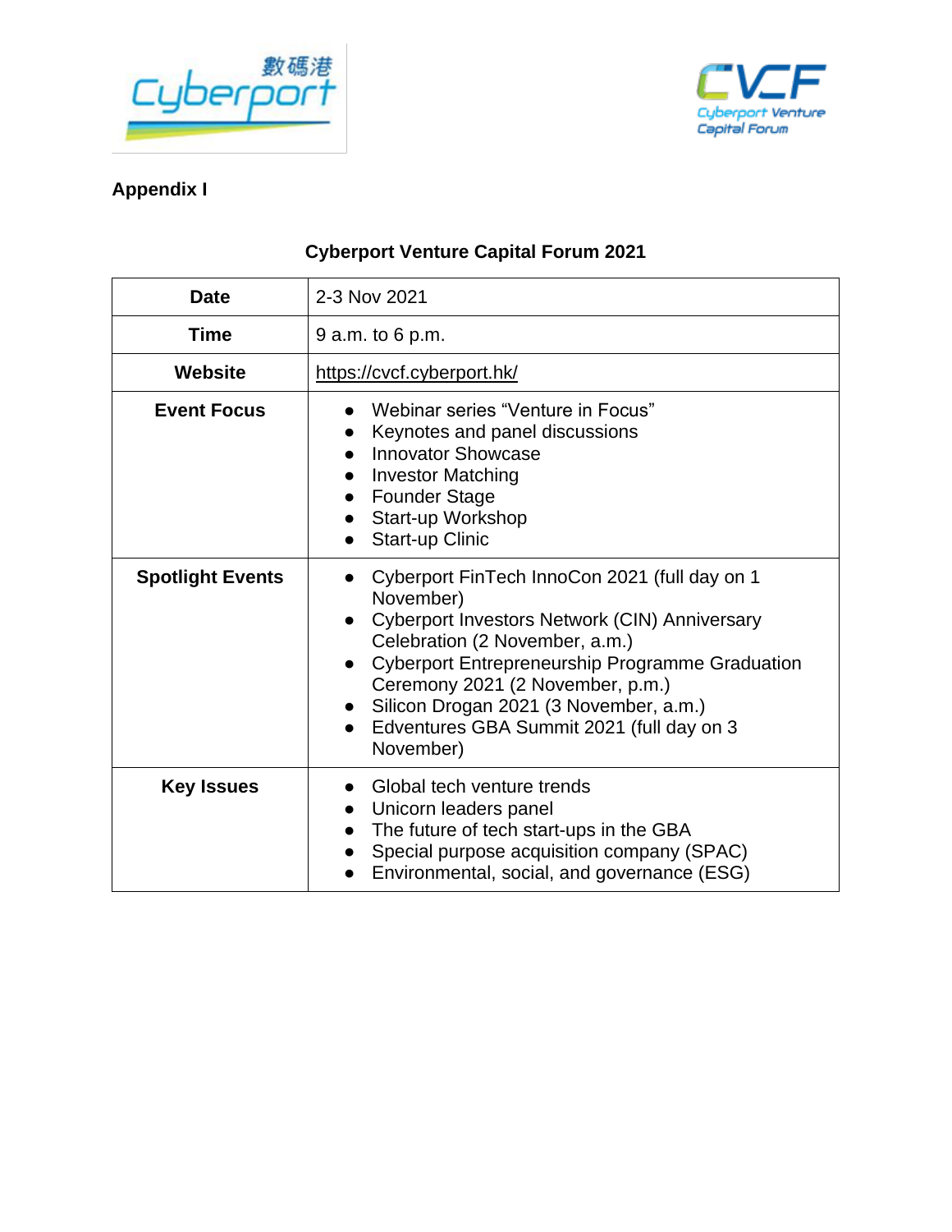**Appendix I**

**Cyberport Venture Capital Forum 2021**

| **Date** | 2-3 Nov 2021 |
|---|---|
| **Time** | 9 a.m. to 6 p.m. |
| **Website** | https://cvcf.cyberport.hk/ |
| **Event Focus** | ● Webinar series "Venture in Focus"<br>● Keynotes and panel discussions<br>● Innovator Showcase<br>● Investor Matching<br>● Founder Stage<br>● Start-up Workshop<br>● Start-up Clinic |
| **Spotlight Events** | ● Cyberport FinTech InnoCon 2021 (full day on 1 November)<br>● Cyberport Investors Network (CIN) Anniversary Celebration (2 November, a.m.)<br>● Cyberport Entrepreneurship Programme Graduation Ceremony 2021 (2 November, p.m.)<br>● Silicon Drogan 2021 (3 November, a.m.)<br>● Edventures GBA Summit 2021 (full day on 3 November) |
| **Key Issues** | ● Global tech venture trends<br>● Unicorn leaders panel<br>● The future of tech start-ups in the GBA<br>● Special purpose acquisition company (SPAC)<br>● Environmental, social, and governance (ESG) |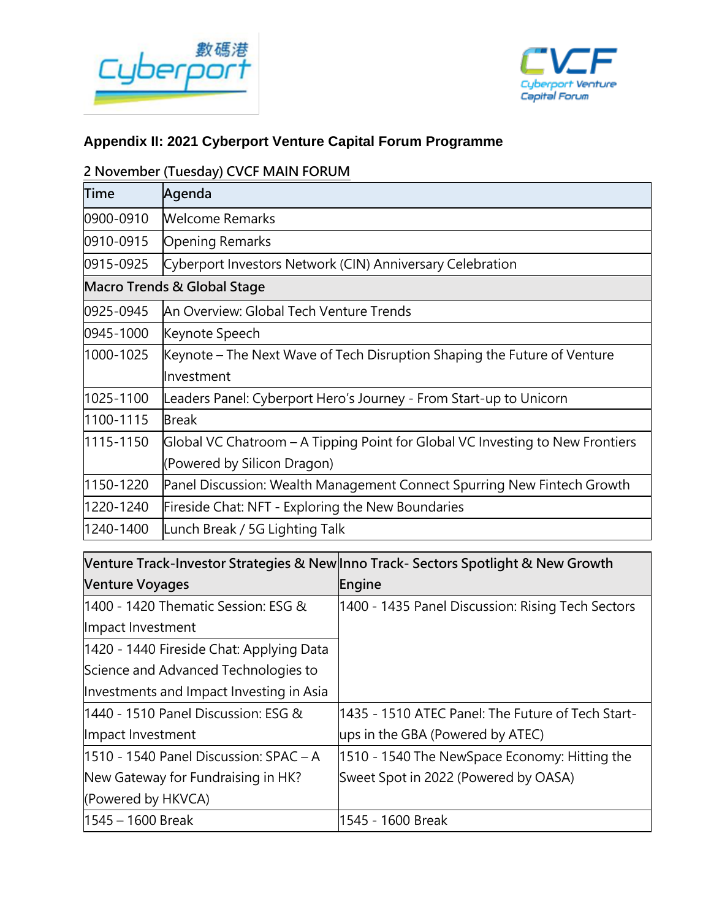## Appendix II: 2021 Cyberport Venture Capital Forum Programme

**2 November (Tuesday) CVCF MAIN FORUM**

| Time | Agenda |
|---|---|
| 0900-0910 | Welcome Remarks |
| 0910-0915 | Opening Remarks |
| 0915-0925 | Cyberport Investors Network (CIN) Anniversary Celebration |
| **Macro Trends & Global Stage** | |
| 0925-0945 | An Overview: Global Tech Venture Trends |
| 0945-1000 | Keynote Speech |
| 1000-1025 | Keynote – The Next Wave of Tech Disruption Shaping the Future of Venture Investment |
| 1025-1100 | Leaders Panel: Cyberport Hero's Journey - From Start-up to Unicorn |
| 1100-1115 | Break |
| 1115-1150 | Global VC Chatroom – A Tipping Point for Global VC Investing to New Frontiers (Powered by Silicon Dragon) |
| 1150-1220 | Panel Discussion: Wealth Management Connect Spurring New Fintech Growth |
| 1220-1240 | Fireside Chat: NFT - Exploring the New Boundaries |
| 1240-1400 | Lunch Break / 5G Lighting Talk |

| Venture Track-Investor Strategies & New Venture Voyages | Inno Track- Sectors Spotlight & New Growth Engine |
|---|---|
| 1400 - 1420 Thematic Session: ESG & Impact Investment | 1400 - 1435 Panel Discussion: Rising Tech Sectors |
| 1420 - 1440 Fireside Chat: Applying Data Science and Advanced Technologies to Investments and Impact Investing in Asia | |
| 1440 - 1510 Panel Discussion: ESG & Impact Investment | 1435 - 1510 ATEC Panel: The Future of Tech Start-ups in the GBA (Powered by ATEC) |
| 1510 - 1540 Panel Discussion: SPAC – A New Gateway for Fundraising in HK? (Powered by HKVCA) | 1510 - 1540 The NewSpace Economy: Hitting the Sweet Spot in 2022 (Powered by OASA) |
| 1545 – 1600 Break | 1545 - 1600 Break |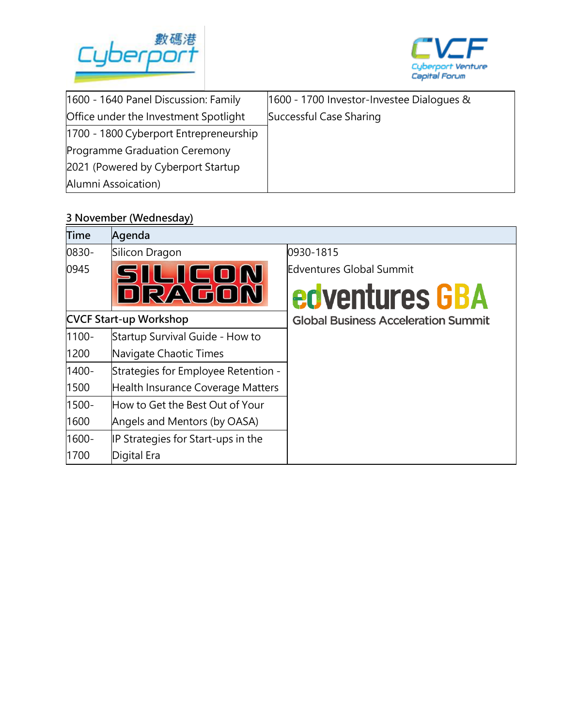| | |
|---|---|
| 1600 - 1640 Panel Discussion: Family Office under the Investment Spotlight | 1600 - 1700 Investor-Investee Dialogues & Successful Case Sharing |
| 1700 - 1800 Cyberport Entrepreneurship Programme Graduation Ceremony 2021 (Powered by Cyberport Startup Alumni Assoication) | |

## 3 November (Wednesday)

| Time | Agenda | |
|---|---|---|
| 0830-0945 | Silicon Dragon<br>SILICON DRAGON | 0930-1815<br>Edventures Global Summit<br>edventures GBA<br>Global Business Acceleration Summit |
| **CVCF Start-up Workshop** | | |
| 1100-1200 | Startup Survival Guide - How to Navigate Chaotic Times | |
| 1400-1500 | Strategies for Employee Retention - Health Insurance Coverage Matters | |
| 1500-1600 | How to Get the Best Out of Your Angels and Mentors (by OASA) | |
| 1600-1700 | IP Strategies for Start-ups in the Digital Era | |